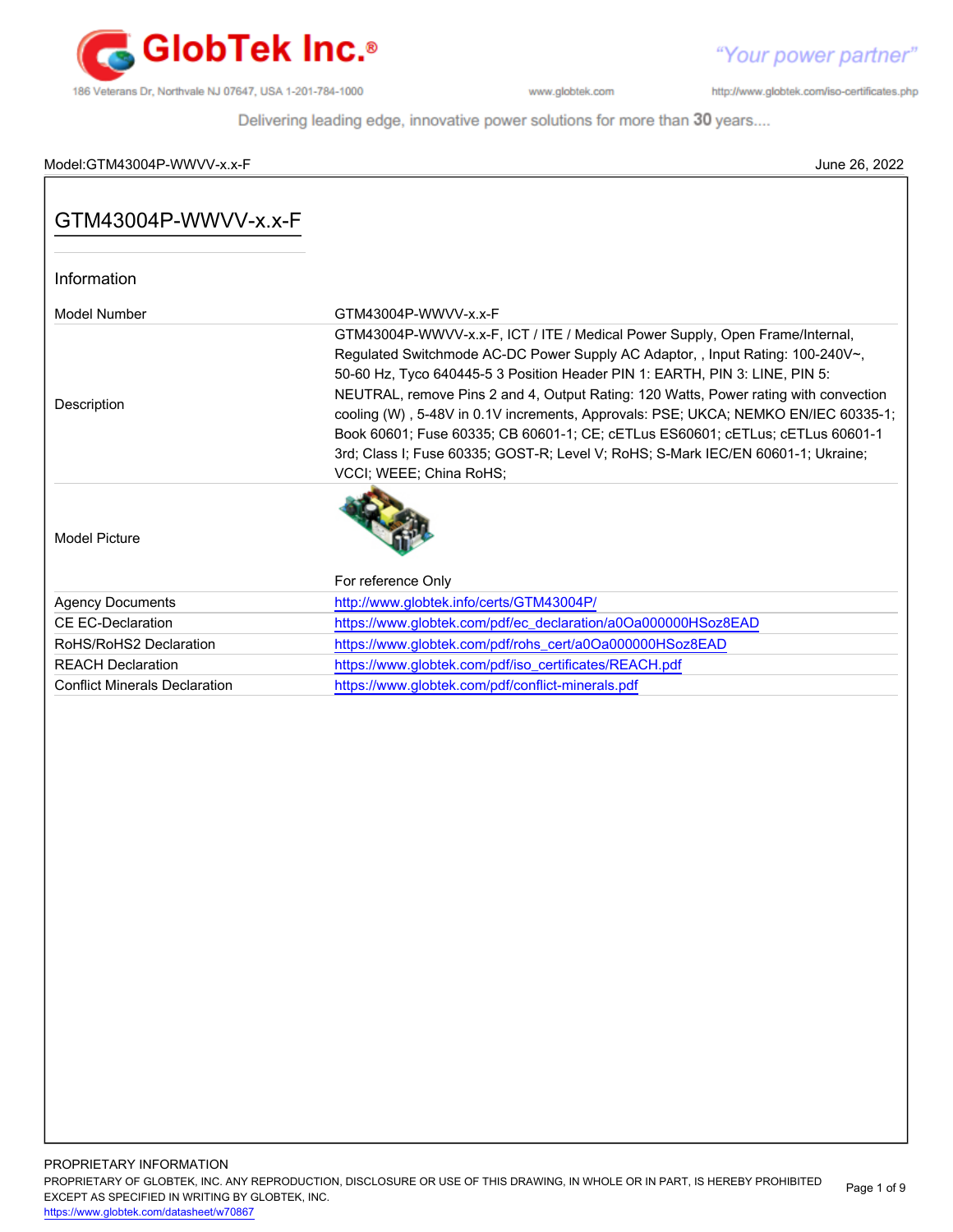# GTM43004P-WWVV-x.x-F

## Information

| | |
|---|---|
| Model Number | GTM43004P-WWVV-x.x-F |
| Description | GTM43004P-WWVV-x.x-F, ICT / ITE / Medical Power Supply, Open Frame/Internal, Regulated Switchmode AC-DC Power Supply AC Adaptor, , Input Rating: 100-240V~, 50-60 Hz, Tyco 640445-5 3 Position Header PIN 1: EARTH, PIN 3: LINE, PIN 5: NEUTRAL, remove Pins 2 and 4, Output Rating: 120 Watts, Power rating with convection cooling (W) , 5-48V in 0.1V increments, Approvals: PSE; UKCA; NEMKO EN/IEC 60335-1; Book 60601; Fuse 60335; CB 60601-1; CE; cETLus ES60601; cETLus; cETLus 60601-1 3rd; Class I; Fuse 60335; GOST-R; Level V; RoHS; S-Mark IEC/EN 60601-1; Ukraine; VCCI; WEEE; China RoHS; |
| Model Picture | For reference Only |
| Agency Documents | http://www.globtek.info/certs/GTM43004P/ |
| CE EC-Declaration | https://www.globtek.com/pdf/ec_declaration/a0Oa000000HSoz8EAD |
| RoHS/RoHS2 Declaration | https://www.globtek.com/pdf/rohs_cert/a0Oa000000HSoz8EAD |
| REACH Declaration | https://www.globtek.com/pdf/iso_certificates/REACH.pdf |
| Conflict Minerals Declaration | https://www.globtek.com/pdf/conflict-minerals.pdf |

PROPRIETARY INFORMATION

PROPRIETARY OF GLOBTEK, INC. ANY REPRODUCTION, DISCLOSURE OR USE OF THIS DRAWING, IN WHOLE OR IN PART, IS HEREBY PROHIBITED EXCEPT AS SPECIFIED IN WRITING BY GLOBTEK, INC.

https://www.globtek.com/datasheet/w70867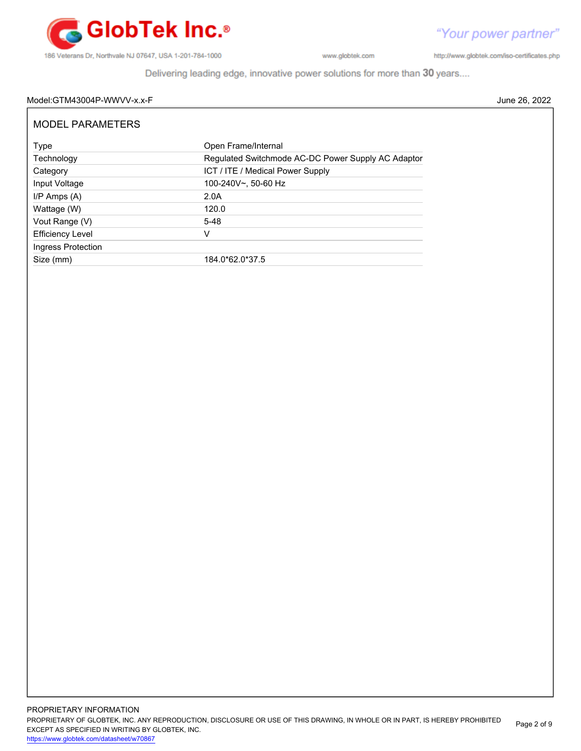Model:GTM43004P-WWVV-x.x-F

June 26, 2022

## MODEL PARAMETERS

| | |
|---|---|
| Type | Open Frame/Internal |
| Technology | Regulated Switchmode AC-DC Power Supply AC Adaptor |
| Category | ICT / ITE / Medical Power Supply |
| Input Voltage | 100-240V~, 50-60 Hz |
| I/P Amps (A) | 2.0A |
| Wattage (W) | 120.0 |
| Vout Range (V) | 5-48 |
| Efficiency Level | V |
| Ingress Protection | |
| Size (mm) | 184.0*62.0*37.5 |

PROPRIETARY INFORMATION

PROPRIETARY OF GLOBTEK, INC. ANY REPRODUCTION, DISCLOSURE OR USE OF THIS DRAWING, IN WHOLE OR IN PART, IS HEREBY PROHIBITED EXCEPT AS SPECIFIED IN WRITING BY GLOBTEK, INC.

https://www.globtek.com/datasheet/w70867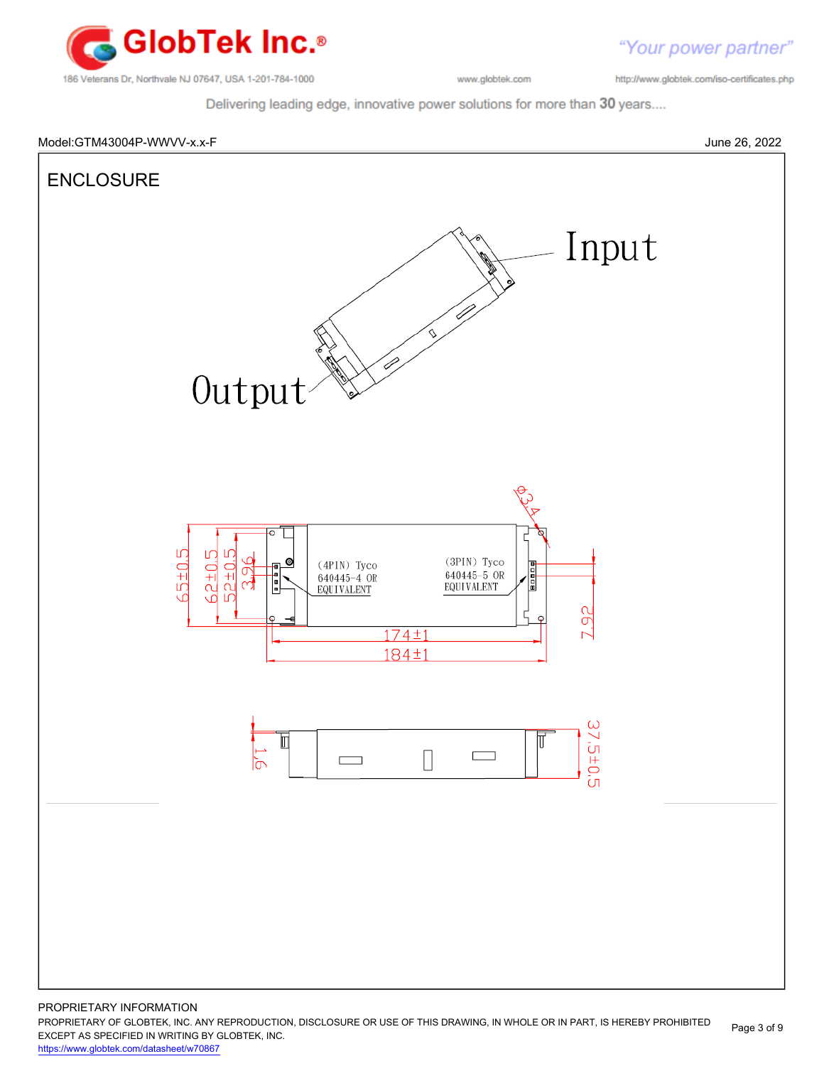Model:GTM43004P-WWVV-x.x-F

June 26, 2022

## ENCLOSURE

Input

Output

Ø3.4

65±0.5

62±0.5

52±0.5

3.96

(4PIN) Tyco
640445-4 OR
EQUIVALENT

(3PIN) Tyco
640445-5 OR
EQUIVALENT

7.92

174±1

184±1

1.6

37.5±0.5

PROPRIETARY INFORMATION

PROPRIETARY OF GLOBTEK, INC. ANY REPRODUCTION, DISCLOSURE OR USE OF THIS DRAWING, IN WHOLE OR IN PART, IS HEREBY PROHIBITED EXCEPT AS SPECIFIED IN WRITING BY GLOBTEK, INC.

https://www.globtek.com/datasheet/w70867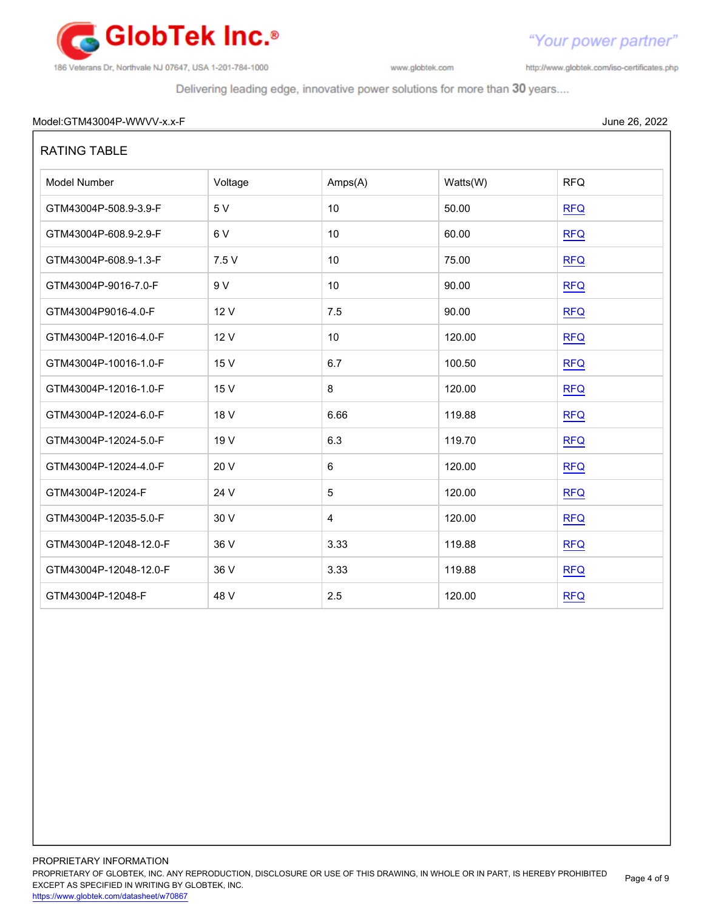Model:GTM43004P-WWVV-x.x-F June 26, 2022

## RATING TABLE

| Model Number | Voltage | Amps(A) | Watts(W) | RFQ |
|---|---|---|---|---|
| GTM43004P-508.9-3.9-F | 5 V | 10 | 50.00 | RFQ |
| GTM43004P-608.9-2.9-F | 6 V | 10 | 60.00 | RFQ |
| GTM43004P-608.9-1.3-F | 7.5 V | 10 | 75.00 | RFQ |
| GTM43004P-9016-7.0-F | 9 V | 10 | 90.00 | RFQ |
| GTM43004P9016-4.0-F | 12 V | 7.5 | 90.00 | RFQ |
| GTM43004P-12016-4.0-F | 12 V | 10 | 120.00 | RFQ |
| GTM43004P-10016-1.0-F | 15 V | 6.7 | 100.50 | RFQ |
| GTM43004P-12016-1.0-F | 15 V | 8 | 120.00 | RFQ |
| GTM43004P-12024-6.0-F | 18 V | 6.66 | 119.88 | RFQ |
| GTM43004P-12024-5.0-F | 19 V | 6.3 | 119.70 | RFQ |
| GTM43004P-12024-4.0-F | 20 V | 6 | 120.00 | RFQ |
| GTM43004P-12024-F | 24 V | 5 | 120.00 | RFQ |
| GTM43004P-12035-5.0-F | 30 V | 4 | 120.00 | RFQ |
| GTM43004P-12048-12.0-F | 36 V | 3.33 | 119.88 | RFQ |
| GTM43004P-12048-12.0-F | 36 V | 3.33 | 119.88 | RFQ |
| GTM43004P-12048-F | 48 V | 2.5 | 120.00 | RFQ |

PROPRIETARY INFORMATION
PROPRIETARY OF GLOBTEK, INC. ANY REPRODUCTION, DISCLOSURE OR USE OF THIS DRAWING, IN WHOLE OR IN PART, IS HEREBY PROHIBITED EXCEPT AS SPECIFIED IN WRITING BY GLOBTEK, INC.
https://www.globtek.com/datasheet/w70867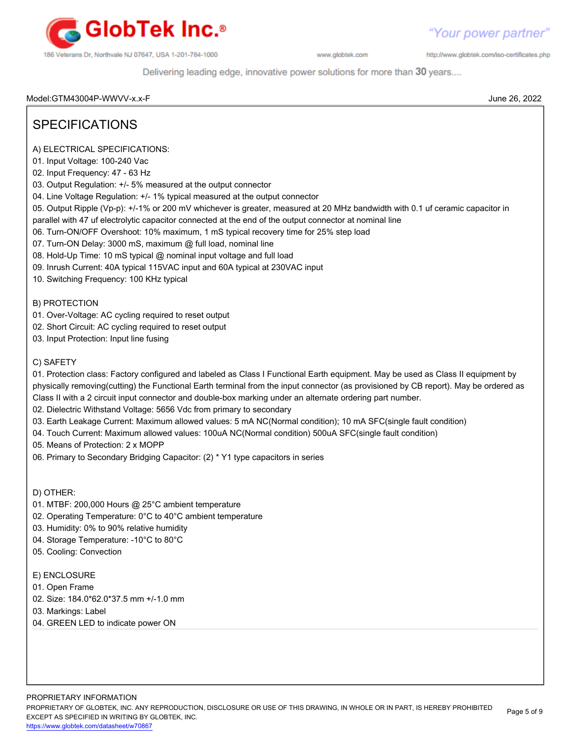Model:GTM43004P-WWVV-x.x-F

June 26, 2022

# SPECIFICATIONS

A) ELECTRICAL SPECIFICATIONS:

01. Input Voltage: 100-240 Vac
02. Input Frequency: 47 - 63 Hz
03. Output Regulation: +/- 5% measured at the output connector
04. Line Voltage Regulation: +/- 1% typical measured at the output connector
05. Output Ripple (Vp-p): +/-1% or 200 mV whichever is greater, measured at 20 MHz bandwidth with 0.1 uf ceramic capacitor in parallel with 47 uf electrolytic capacitor connected at the end of the output connector at nominal line
06. Turn-ON/OFF Overshoot: 10% maximum, 1 mS typical recovery time for 25% step load
07. Turn-ON Delay: 3000 mS, maximum @ full load, nominal line
08. Hold-Up Time: 10 mS typical @ nominal input voltage and full load
09. Inrush Current: 40A typical 115VAC input and 60A typical at 230VAC input
10. Switching Frequency: 100 KHz typical

B) PROTECTION

01. Over-Voltage: AC cycling required to reset output
02. Short Circuit: AC cycling required to reset output
03. Input Protection: Input line fusing

C) SAFETY

01. Protection class: Factory configured and labeled as Class I Functional Earth equipment. May be used as Class II equipment by physically removing(cutting) the Functional Earth terminal from the input connector (as provisioned by CB report). May be ordered as Class II with a 2 circuit input connector and double-box marking under an alternate ordering part number.
02. Dielectric Withstand Voltage: 5656 Vdc from primary to secondary
03. Earth Leakage Current: Maximum allowed values: 5 mA NC(Normal condition); 10 mA SFC(single fault condition)
04. Touch Current: Maximum allowed values: 100uA NC(Normal condition) 500uA SFC(single fault condition)
05. Means of Protection: 2 x MOPP
06. Primary to Secondary Bridging Capacitor: (2) * Y1 type capacitors in series

D) OTHER:

01. MTBF: 200,000 Hours @ 25°C ambient temperature
02. Operating Temperature: 0°C to 40°C ambient temperature
03. Humidity: 0% to 90% relative humidity
04. Storage Temperature: -10°C to 80°C
05. Cooling: Convection

E) ENCLOSURE

01. Open Frame
02. Size: 184.0*62.0*37.5 mm +/-1.0 mm
03. Markings: Label
04. GREEN LED to indicate power ON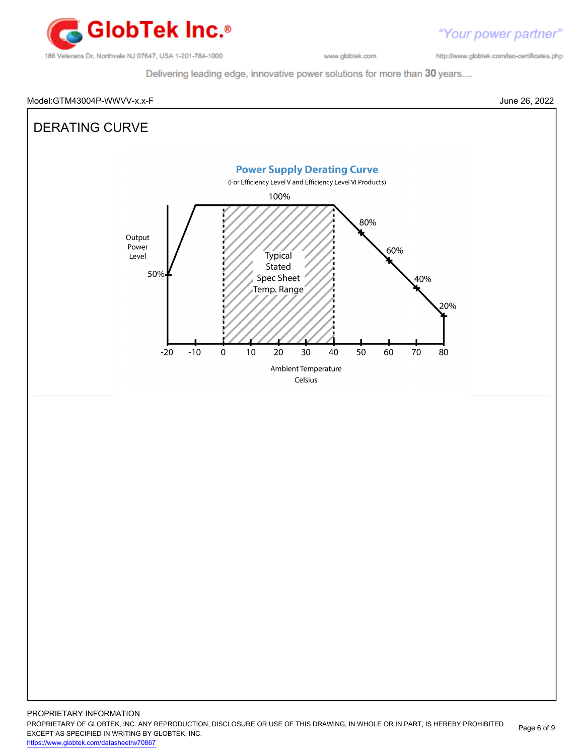Model:GTM43004P-WWVV-x.x-F

June 26, 2022

# DERATING CURVE

**Power Supply Derating Curve**

(For Efficiency Level V and Efficiency Level VI Products)

100%

80%

60%

40%

20%

50%

Output Power Level

Typical Stated Spec Sheet Temp. Range

-20 -10 0 10 20 30 40 50 60 70 80

Ambient Temperature Celsius

PROPRIETARY INFORMATION

PROPRIETARY OF GLOBTEK, INC. ANY REPRODUCTION, DISCLOSURE OR USE OF THIS DRAWING, IN WHOLE OR IN PART, IS HEREBY PROHIBITED EXCEPT AS SPECIFIED IN WRITING BY GLOBTEK, INC.

https://www.globtek.com/datasheet/w70867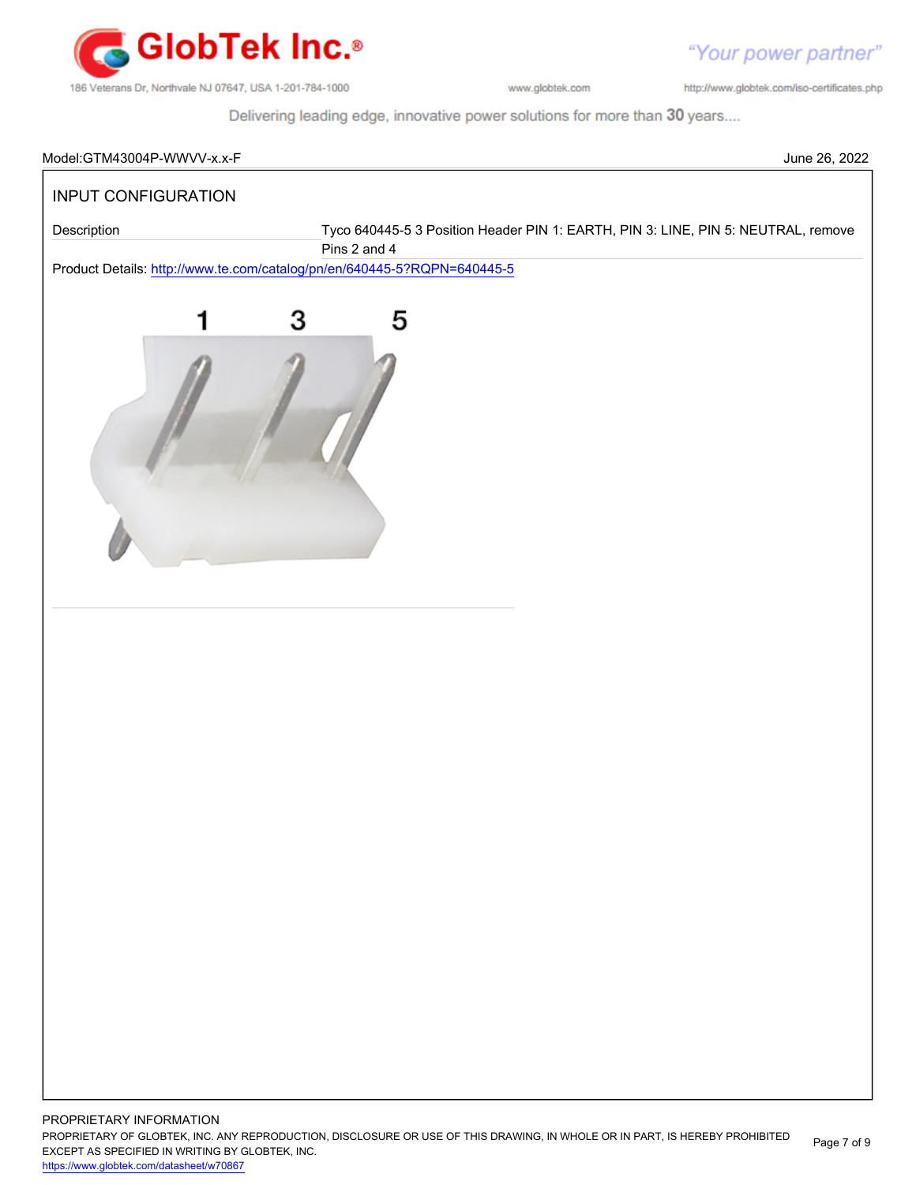Model:GTM43004P-WWVV-x.x-F

June 26, 2022

## INPUT CONFIGURATION

| | |
|---|---|
| Description | Tyco 640445-5 3 Position Header PIN 1: EARTH, PIN 3: LINE, PIN 5: NEUTRAL, remove Pins 2 and 4 |

Product Details: http://www.te.com/catalog/pn/en/640445-5?RQPN=640445-5

1 3 5

PROPRIETARY INFORMATION

PROPRIETARY OF GLOBTEK, INC. ANY REPRODUCTION, DISCLOSURE OR USE OF THIS DRAWING, IN WHOLE OR IN PART, IS HEREBY PROHIBITED EXCEPT AS SPECIFIED IN WRITING BY GLOBTEK, INC.

https://www.globtek.com/datasheet/w70867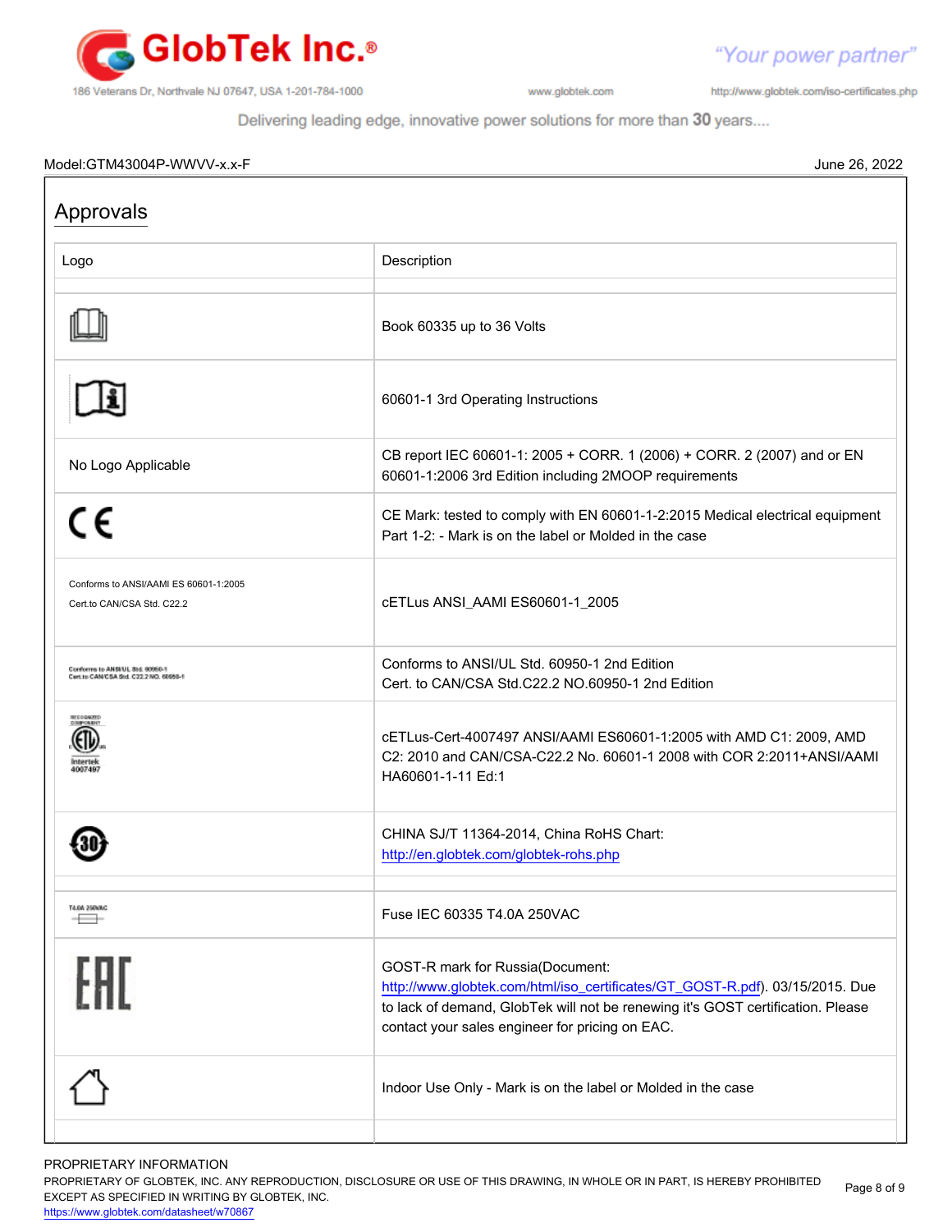Model:GTM43004P-WWVV-x.x-F

June 26, 2022

## Approvals

| Logo | Description |
|---|---|
| | |
| | Book 60335 up to 36 Volts |
| | 60601-1 3rd Operating Instructions |
| No Logo Applicable | CB report IEC 60601-1: 2005 + CORR. 1 (2006) + CORR. 2 (2007) and or EN 60601-1:2006 3rd Edition including 2MOOP requirements |
| | CE Mark: tested to comply with EN 60601-1-2:2015 Medical electrical equipment Part 1-2: - Mark is on the label or Molded in the case |
| Conforms to ANSI/AAMI ES 60601-1:2005<br>Cert.to CAN/CSA Std. C22.2 | cETLus ANSI_AAMI ES60601-1_2005 |
| Conforms to ANSI/UL Std. 60950-1<br>Cert.to CAN/CSA Std. C22.2 NO. 60950-1 | Conforms to ANSI/UL Std. 60950-1 2nd Edition<br>Cert. to CAN/CSA Std.C22.2 NO.60950-1 2nd Edition |
| Intertek 4007497 | cETLus-Cert-4007497 ANSI/AAMI ES60601-1:2005 with AMD C1: 2009, AMD C2: 2010 and CAN/CSA-C22.2 No. 60601-1 2008 with COR 2:2011+ANSI/AAMI HA60601-1-11 Ed:1 |
| | CHINA SJ/T 11364-2014, China RoHS Chart: http://en.globtek.com/globtek-rohs.php |
| | |
| T4.0A 250VAC | Fuse IEC 60335 T4.0A 250VAC |
| | GOST-R mark for Russia(Document: http://www.globtek.com/html/iso_certificates/GT_GOST-R.pdf). 03/15/2015. Due to lack of demand, GlobTek will not be renewing it's GOST certification. Please contact your sales engineer for pricing on EAC. |
| | Indoor Use Only - Mark is on the label or Molded in the case |
| | |

PROPRIETARY INFORMATION

PROPRIETARY OF GLOBTEK, INC. ANY REPRODUCTION, DISCLOSURE OR USE OF THIS DRAWING, IN WHOLE OR IN PART, IS HEREBY PROHIBITED EXCEPT AS SPECIFIED IN WRITING BY GLOBTEK, INC.

https://www.globtek.com/datasheet/w70867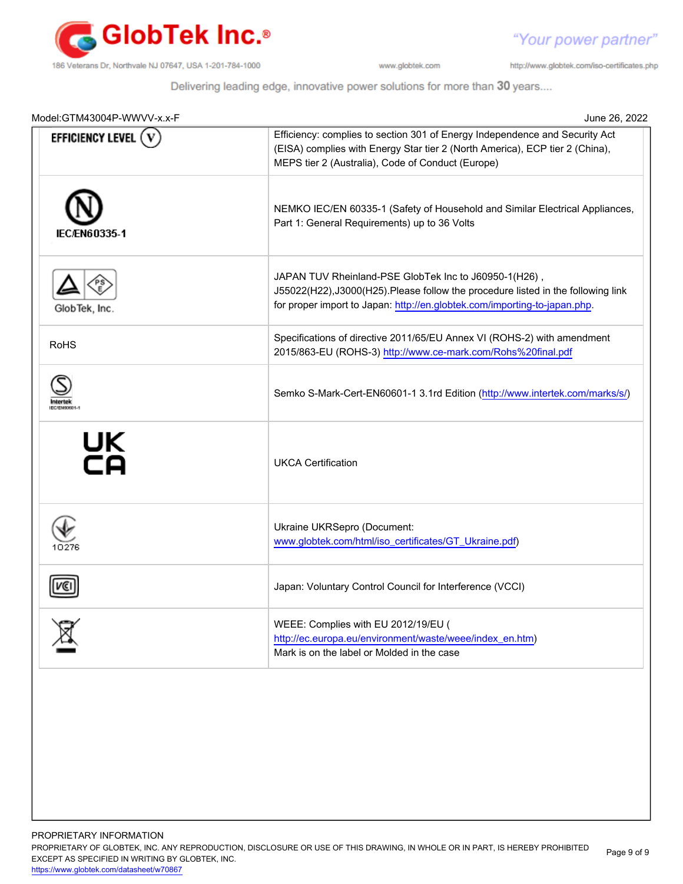Model:GTM43004P-WWVV-x.x-F

June 26, 2022

| | |
|---|---|
| EFFICIENCY LEVEL V | Efficiency: complies to section 301 of Energy Independence and Security Act (EISA) complies with Energy Star tier 2 (North America), ECP tier 2 (China), MEPS tier 2 (Australia), Code of Conduct (Europe) |
| IEC/EN60335-1 | NEMKO IEC/EN 60335-1 (Safety of Household and Similar Electrical Appliances, Part 1: General Requirements) up to 36 Volts |
| GlobTek, Inc. | JAPAN TUV Rheinland-PSE GlobTek Inc to J60950-1(H26) , J55022(H22),J3000(H25).Please follow the procedure listed in the following link for proper import to Japan: http://en.globtek.com/importing-to-japan.php. |
| RoHS | Specifications of directive 2011/65/EU Annex VI (ROHS-2) with amendment 2015/863-EU (ROHS-3) http://www.ce-mark.com/Rohs%20final.pdf |
| Intertek IEC/EN60601-1 | Semko S-Mark-Cert-EN60601-1 3.1rd Edition (http://www.intertek.com/marks/s/) |
| UK CA | UKCA Certification |
| 10276 | Ukraine UKRSepro (Document: www.globtek.com/html/iso_certificates/GT_Ukraine.pdf) |
| VCI | Japan: Voluntary Control Council for Interference (VCCI) |
| | WEEE: Complies with EU 2012/19/EU ( http://ec.europa.eu/environment/waste/weee/index_en.htm) Mark is on the label or Molded in the case |

PROPRIETARY INFORMATION

PROPRIETARY OF GLOBTEK, INC. ANY REPRODUCTION, DISCLOSURE OR USE OF THIS DRAWING, IN WHOLE OR IN PART, IS HEREBY PROHIBITED EXCEPT AS SPECIFIED IN WRITING BY GLOBTEK, INC.

https://www.globtek.com/datasheet/w70867